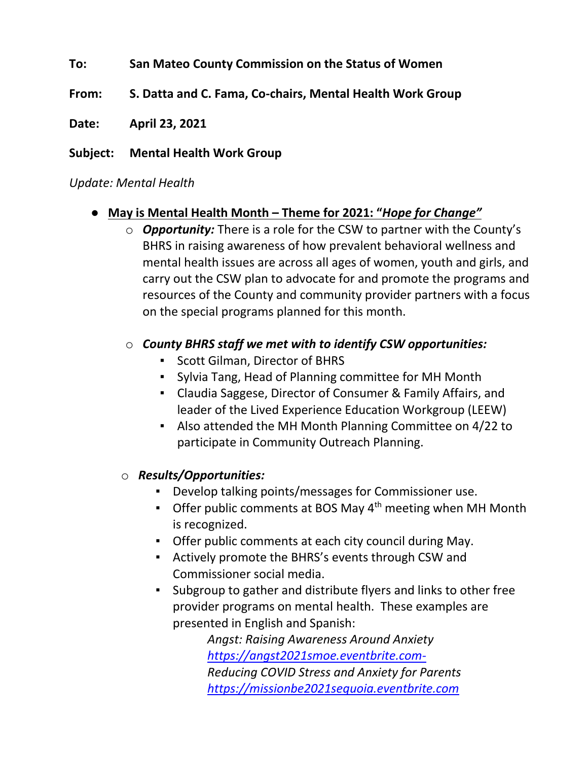**To:** **San Mateo County Commission on the Status of Women**

**From:** **S. Datta and C. Fama, Co-chairs, Mental Health Work Group**

**Date:** **April 23, 2021**

**Subject:** **Mental Health Work Group**

*Update: Mental Health*

- **<u>May is Mental Health Month – Theme for 2021: "*Hope for Change"*</u>**
  - ***Opportunity:*** There is a role for the CSW to partner with the County's BHRS in raising awareness of how prevalent behavioral wellness and mental health issues are across all ages of women, youth and girls, and carry out the CSW plan to advocate for and promote the programs and resources of the County and community provider partners with a focus on the special programs planned for this month.
  - ***County BHRS staff we met with to identify CSW opportunities:***
    - Scott Gilman, Director of BHRS
    - Sylvia Tang, Head of Planning committee for MH Month
    - Claudia Saggese, Director of Consumer & Family Affairs, and leader of the Lived Experience Education Workgroup (LEEW)
    - Also attended the MH Month Planning Committee on 4/22 to participate in Community Outreach Planning.
  - ***Results/Opportunities:***
    - Develop talking points/messages for Commissioner use.
    - Offer public comments at BOS May 4th meeting when MH Month is recognized.
    - Offer public comments at each city council during May.
    - Actively promote the BHRS's events through CSW and Commissioner social media.
    - Subgroup to gather and distribute flyers and links to other free provider programs on mental health. These examples are presented in English and Spanish:

      *Angst: Raising Awareness Around Anxiety*
      [https://angst2021smoe.eventbrite.com-](https://angst2021smoe.eventbrite.com-)
      *Reducing COVID Stress and Anxiety for Parents*
      [https://missionbe2021sequoia.eventbrite.com](https://missionbe2021sequoia.eventbrite.com)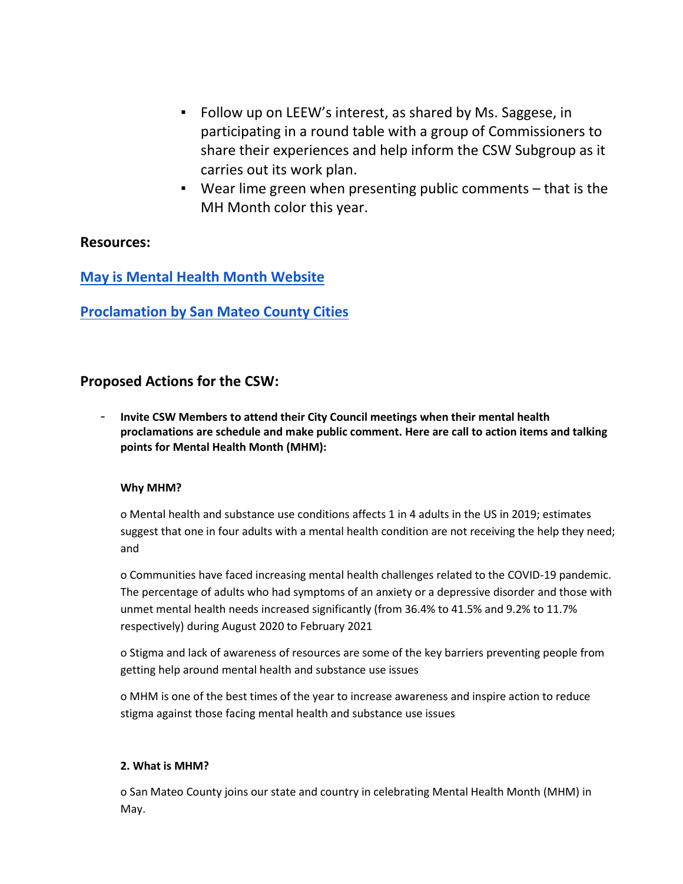- Follow up on LEEW's interest, as shared by Ms. Saggese, in participating in a round table with a group of Commissioners to share their experiences and help inform the CSW Subgroup as it carries out its work plan.
- Wear lime green when presenting public comments – that is the MH Month color this year.

### Resources:

**May is Mental Health Month Website**

**Proclamation by San Mateo County Cities**

### Proposed Actions for the CSW:

- **Invite CSW Members to attend their City Council meetings when their mental health proclamations are schedule and make public comment. Here are call to action items and talking points for Mental Health Month (MHM):**

  **Why MHM?**

  o Mental health and substance use conditions affects 1 in 4 adults in the US in 2019; estimates suggest that one in four adults with a mental health condition are not receiving the help they need; and

  o Communities have faced increasing mental health challenges related to the COVID-19 pandemic. The percentage of adults who had symptoms of an anxiety or a depressive disorder and those with unmet mental health needs increased significantly (from 36.4% to 41.5% and 9.2% to 11.7% respectively) during August 2020 to February 2021

  o Stigma and lack of awareness of resources are some of the key barriers preventing people from getting help around mental health and substance use issues

  o MHM is one of the best times of the year to increase awareness and inspire action to reduce stigma against those facing mental health and substance use issues

  **2. What is MHM?**

  o San Mateo County joins our state and country in celebrating Mental Health Month (MHM) in May.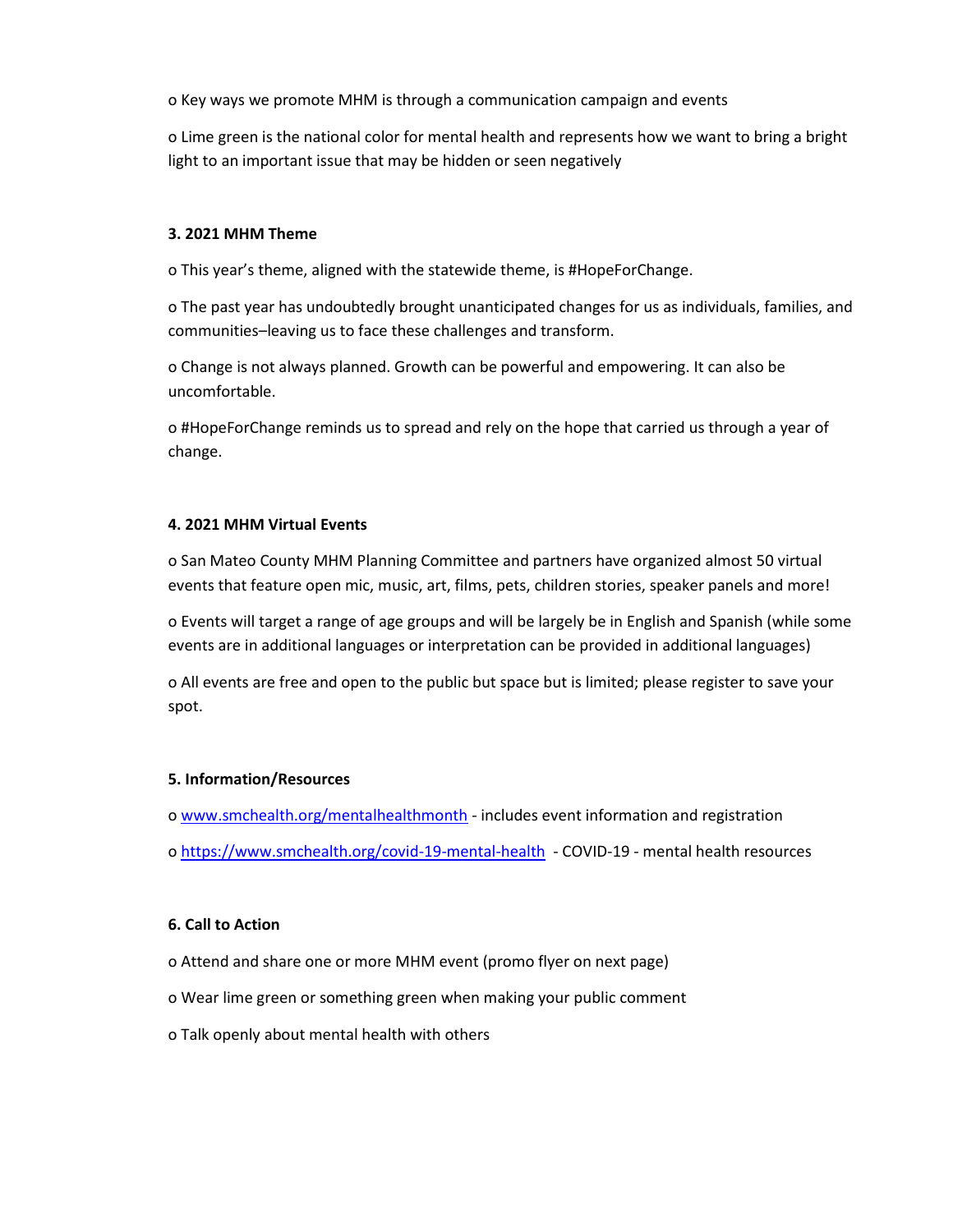o Key ways we promote MHM is through a communication campaign and events

o Lime green is the national color for mental health and represents how we want to bring a bright light to an important issue that may be hidden or seen negatively

**3. 2021 MHM Theme**

o This year's theme, aligned with the statewide theme, is #HopeForChange.

o The past year has undoubtedly brought unanticipated changes for us as individuals, families, and communities–leaving us to face these challenges and transform.

o Change is not always planned. Growth can be powerful and empowering. It can also be uncomfortable.

o #HopeForChange reminds us to spread and rely on the hope that carried us through a year of change.

**4. 2021 MHM Virtual Events**

o San Mateo County MHM Planning Committee and partners have organized almost 50 virtual events that feature open mic, music, art, films, pets, children stories, speaker panels and more!

o Events will target a range of age groups and will be largely be in English and Spanish (while some events are in additional languages or interpretation can be provided in additional languages)

o All events are free and open to the public but space but is limited; please register to save your spot.

**5. Information/Resources**

o [www.smchealth.org/mentalhealthmonth](www.smchealth.org/mentalhealthmonth) - includes event information and registration

o [https://www.smchealth.org/covid-19-mental-health](https://www.smchealth.org/covid-19-mental-health) - COVID-19 - mental health resources

**6. Call to Action**

o Attend and share one or more MHM event (promo flyer on next page)

o Wear lime green or something green when making your public comment

o Talk openly about mental health with others